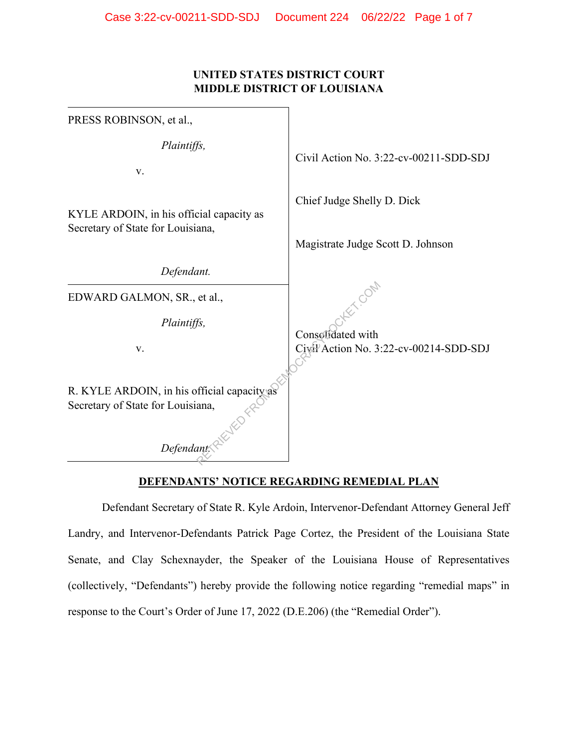**UNITED STATES DISTRICT COURT**
**MIDDLE DISTRICT OF LOUISIANA**

| | |
|---|---|
| PRESS ROBINSON, et al.,<br><br>*Plaintiffs,*<br><br>v.<br><br>KYLE ARDOIN, in his official capacity as Secretary of State for Louisiana,<br><br>*Defendant.* | Civil Action No. 3:22-cv-00211-SDD-SDJ<br><br>Chief Judge Shelly D. Dick<br><br>Magistrate Judge Scott D. Johnson |
| EDWARD GALMON, SR., et al.,<br><br>*Plaintiffs,*<br><br>v.<br><br>R. KYLE ARDOIN, in his official capacity as Secretary of State for Louisiana,<br><br>*Defendant.* | Consolidated with<br>Civil Action No. 3:22-cv-00214-SDD-SDJ |

**DEFENDANTS' NOTICE REGARDING REMEDIAL PLAN**

Defendant Secretary of State R. Kyle Ardoin, Intervenor-Defendant Attorney General Jeff Landry, and Intervenor-Defendants Patrick Page Cortez, the President of the Louisiana State Senate, and Clay Schexnayder, the Speaker of the Louisiana House of Representatives (collectively, "Defendants") hereby provide the following notice regarding "remedial maps" in response to the Court's Order of June 17, 2022 (D.E.206) (the "Remedial Order").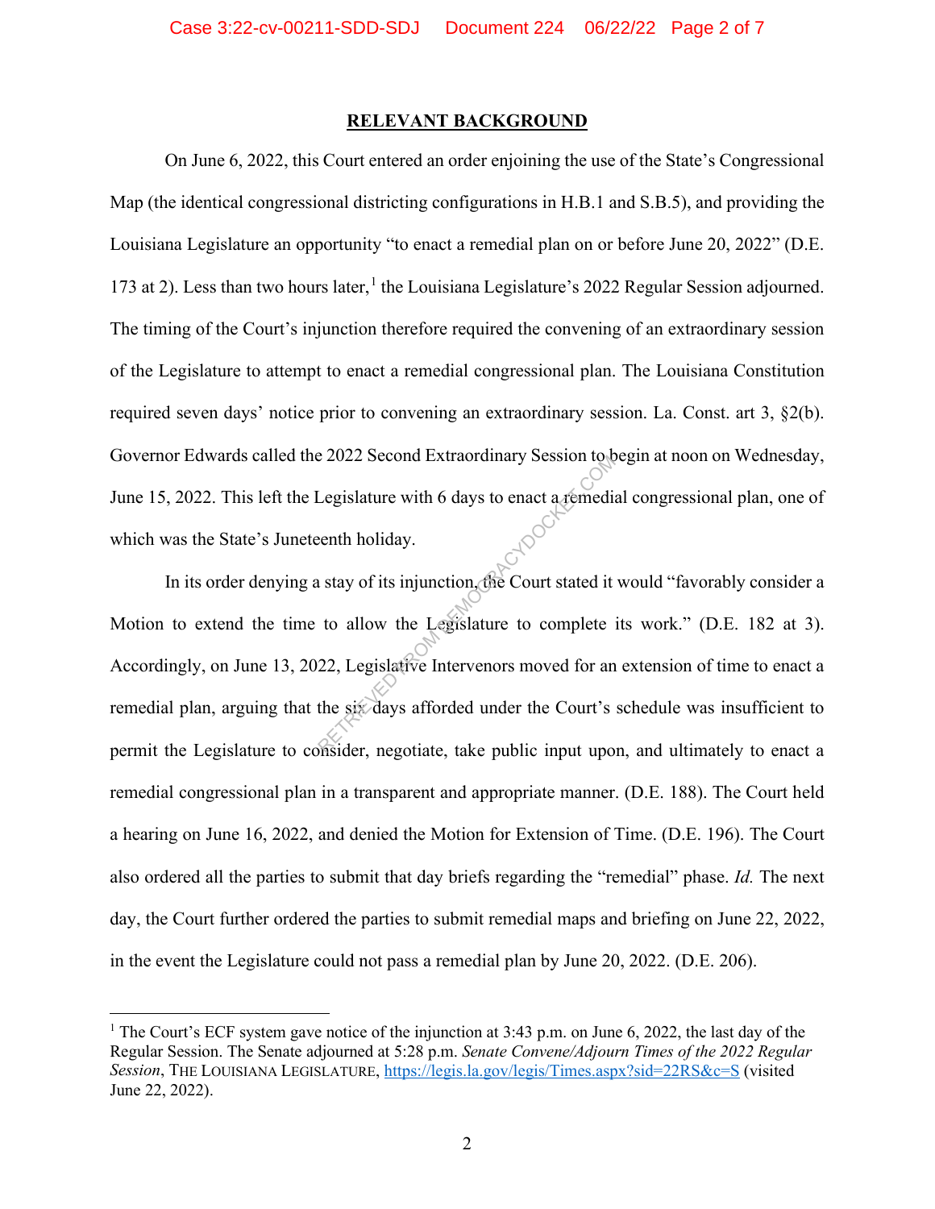## RELEVANT BACKGROUND

On June 6, 2022, this Court entered an order enjoining the use of the State's Congressional Map (the identical congressional districting configurations in H.B.1 and S.B.5), and providing the Louisiana Legislature an opportunity "to enact a remedial plan on or before June 20, 2022" (D.E. 173 at 2). Less than two hours later,[1] the Louisiana Legislature's 2022 Regular Session adjourned. The timing of the Court's injunction therefore required the convening of an extraordinary session of the Legislature to attempt to enact a remedial congressional plan. The Louisiana Constitution required seven days' notice prior to convening an extraordinary session. La. Const. art 3, §2(b). Governor Edwards called the 2022 Second Extraordinary Session to begin at noon on Wednesday, June 15, 2022. This left the Legislature with 6 days to enact a remedial congressional plan, one of which was the State's Juneteenth holiday.

In its order denying a stay of its injunction, the Court stated it would "favorably consider a Motion to extend the time to allow the Legislature to complete its work." (D.E. 182 at 3). Accordingly, on June 13, 2022, Legislative Intervenors moved for an extension of time to enact a remedial plan, arguing that the six days afforded under the Court's schedule was insufficient to permit the Legislature to consider, negotiate, take public input upon, and ultimately to enact a remedial congressional plan in a transparent and appropriate manner. (D.E. 188). The Court held a hearing on June 16, 2022, and denied the Motion for Extension of Time. (D.E. 196). The Court also ordered all the parties to submit that day briefs regarding the "remedial" phase. *Id.* The next day, the Court further ordered the parties to submit remedial maps and briefing on June 22, 2022, in the event the Legislature could not pass a remedial plan by June 20, 2022. (D.E. 206).

---

[1] The Court's ECF system gave notice of the injunction at 3:43 p.m. on June 6, 2022, the last day of the Regular Session. The Senate adjourned at 5:28 p.m. *Senate Convene/Adjourn Times of the 2022 Regular Session*, THE LOUISIANA LEGISLATURE, https://legis.la.gov/legis/Times.aspx?sid=22RS&c=S (visited June 22, 2022).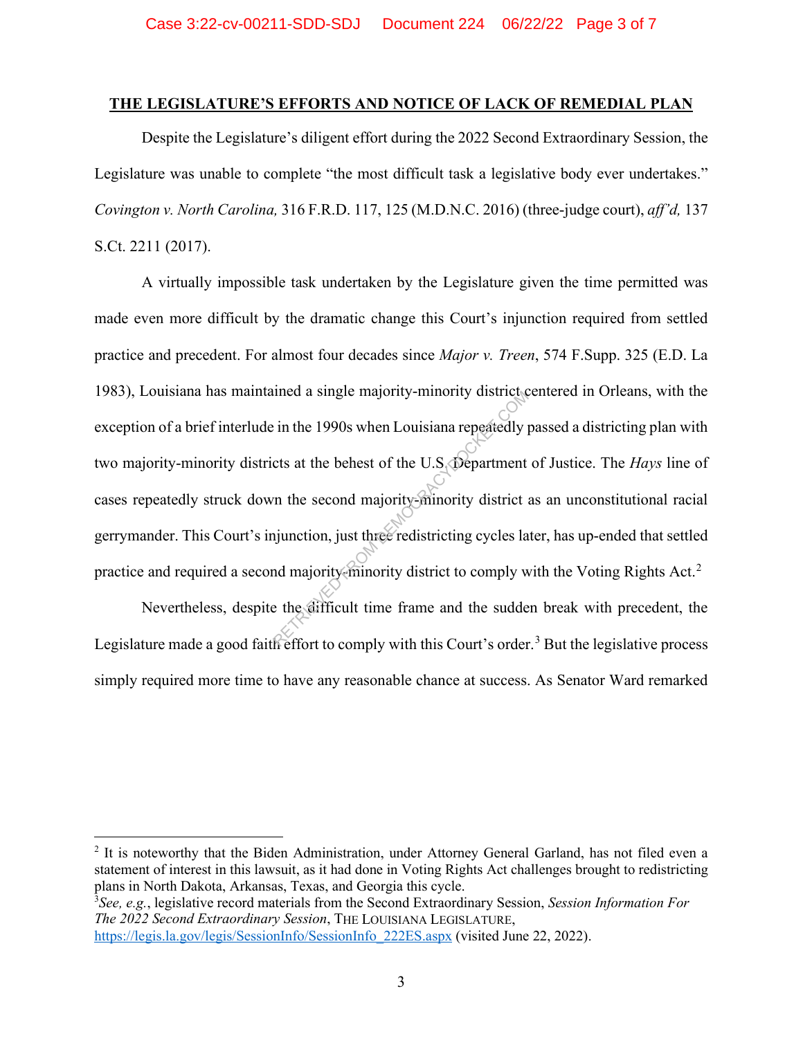## THE LEGISLATURE'S EFFORTS AND NOTICE OF LACK OF REMEDIAL PLAN

Despite the Legislature's diligent effort during the 2022 Second Extraordinary Session, the Legislature was unable to complete "the most difficult task a legislative body ever undertakes." *Covington v. North Carolina,* 316 F.R.D. 117, 125 (M.D.N.C. 2016) (three-judge court), *aff'd,* 137 S.Ct. 2211 (2017).

A virtually impossible task undertaken by the Legislature given the time permitted was made even more difficult by the dramatic change this Court's injunction required from settled practice and precedent. For almost four decades since *Major v. Treen*, 574 F.Supp. 325 (E.D. La 1983), Louisiana has maintained a single majority-minority district centered in Orleans, with the exception of a brief interlude in the 1990s when Louisiana repeatedly passed a districting plan with two majority-minority districts at the behest of the U.S. Department of Justice. The *Hays* line of cases repeatedly struck down the second majority-minority district as an unconstitutional racial gerrymander. This Court's injunction, just three redistricting cycles later, has up-ended that settled practice and required a second majority-minority district to comply with the Voting Rights Act.[2]

Nevertheless, despite the difficult time frame and the sudden break with precedent, the Legislature made a good faith effort to comply with this Court's order.[3] But the legislative process simply required more time to have any reasonable chance at success. As Senator Ward remarked

---

[2] It is noteworthy that the Biden Administration, under Attorney General Garland, has not filed even a statement of interest in this lawsuit, as it had done in Voting Rights Act challenges brought to redistricting plans in North Dakota, Arkansas, Texas, and Georgia this cycle.

[3] *See, e.g.*, legislative record materials from the Second Extraordinary Session, *Session Information For The 2022 Second Extraordinary Session*, THE LOUISIANA LEGISLATURE, https://legis.la.gov/legis/SessionInfo/SessionInfo_222ES.aspx (visited June 22, 2022).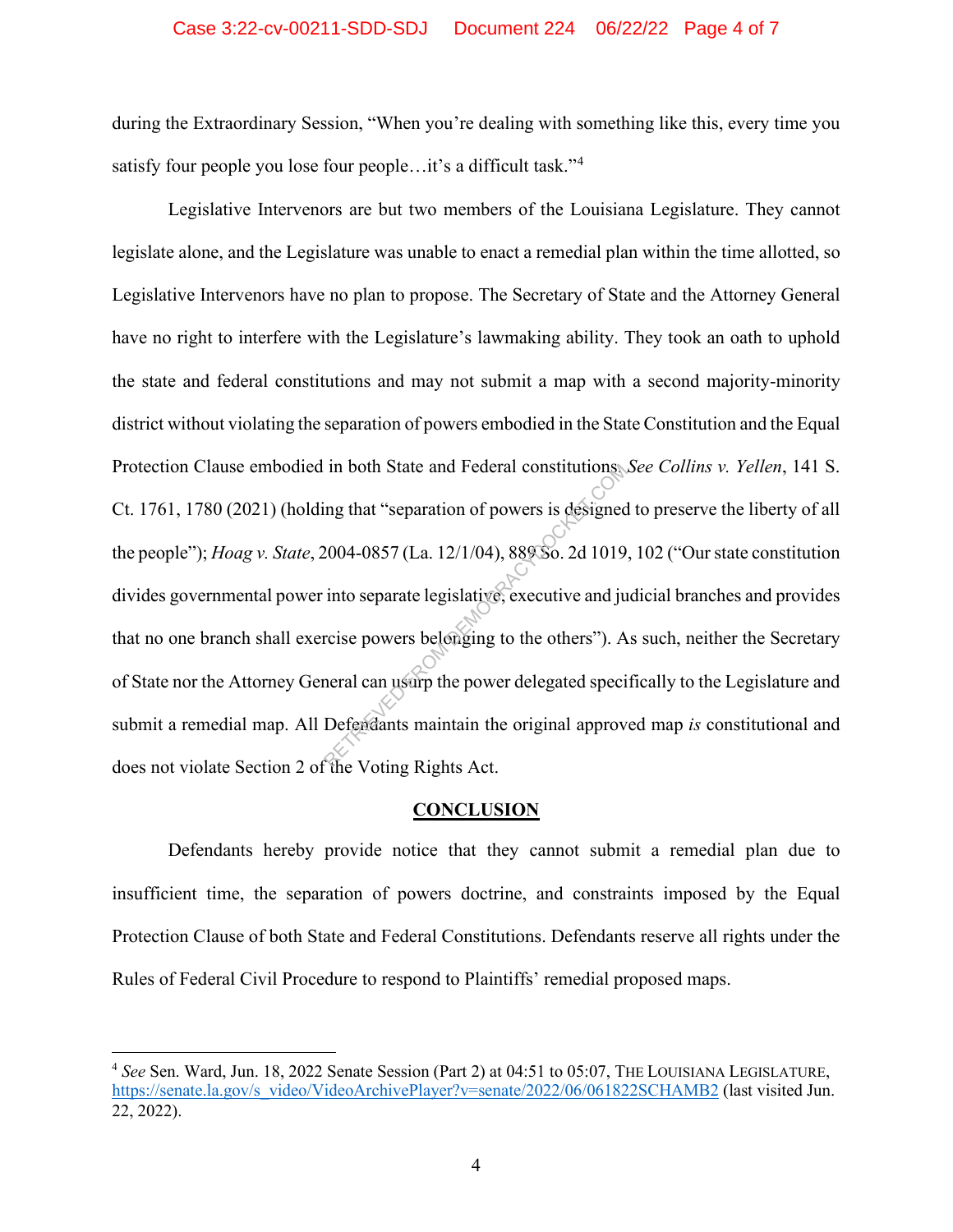during the Extraordinary Session, "When you're dealing with something like this, every time you satisfy four people you lose four people…it's a difficult task."[4]

Legislative Intervenors are but two members of the Louisiana Legislature. They cannot legislate alone, and the Legislature was unable to enact a remedial plan within the time allotted, so Legislative Intervenors have no plan to propose. The Secretary of State and the Attorney General have no right to interfere with the Legislature's lawmaking ability. They took an oath to uphold the state and federal constitutions and may not submit a map with a second majority-minority district without violating the separation of powers embodied in the State Constitution and the Equal Protection Clause embodied in both State and Federal constitutions. *See Collins v. Yellen*, 141 S. Ct. 1761, 1780 (2021) (holding that "separation of powers is designed to preserve the liberty of all the people"); *Hoag v. State*, 2004-0857 (La. 12/1/04), 889 So. 2d 1019, 102 ("Our state constitution divides governmental power into separate legislative, executive and judicial branches and provides that no one branch shall exercise powers belonging to the others"). As such, neither the Secretary of State nor the Attorney General can usurp the power delegated specifically to the Legislature and submit a remedial map. All Defendants maintain the original approved map *is* constitutional and does not violate Section 2 of the Voting Rights Act.

## CONCLUSION

Defendants hereby provide notice that they cannot submit a remedial plan due to insufficient time, the separation of powers doctrine, and constraints imposed by the Equal Protection Clause of both State and Federal Constitutions. Defendants reserve all rights under the Rules of Federal Civil Procedure to respond to Plaintiffs' remedial proposed maps.

---

[4] *See* Sen. Ward, Jun. 18, 2022 Senate Session (Part 2) at 04:51 to 05:07, THE LOUISIANA LEGISLATURE, https://senate.la.gov/s_video/VideoArchivePlayer?v=senate/2022/06/061822SCHAMB2 (last visited Jun. 22, 2022).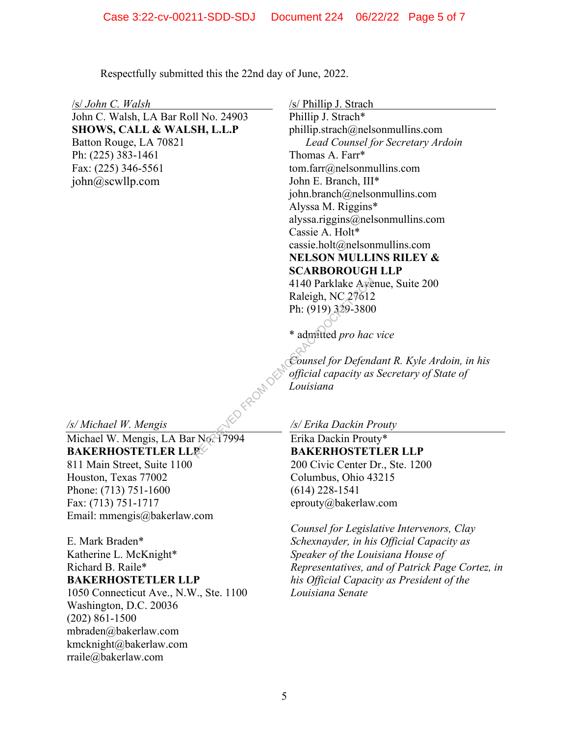Respectfully submitted this the 22nd day of June, 2022.

/s/ *John C. Walsh*
John C. Walsh, LA Bar Roll No. 24903
**SHOWS, CALL & WALSH, L.L.P**
Batton Rouge, LA 70821
Ph: (225) 383-1461
Fax: (225) 346-5561
john@scwllp.com

/s/ Phillip J. Strach
Phillip J. Strach*
phillip.strach@nelsonmullins.com
*Lead Counsel for Secretary Ardoin*
Thomas A. Farr*
tom.farr@nelsonmullins.com
John E. Branch, III*
john.branch@nelsonmullins.com
Alyssa M. Riggins*
alyssa.riggins@nelsonmullins.com
Cassie A. Holt*
cassie.holt@nelsonmullins.com
**NELSON MULLINS RILEY & SCARBOROUGH LLP**
4140 Parklake Avenue, Suite 200
Raleigh, NC 27612
Ph: (919) 329-3800

* admitted *pro hac vice*

*Counsel for Defendant R. Kyle Ardoin, in his official capacity as Secretary of State of Louisiana*

/s/ *Michael W. Mengis*
Michael W. Mengis, LA Bar No. 17994
**BAKERHOSTETLER LLP**
811 Main Street, Suite 1100
Houston, Texas 77002
Phone: (713) 751-1600
Fax: (713) 751-1717
Email: mmengis@bakerlaw.com

E. Mark Braden*
Katherine L. McKnight*
Richard B. Raile*
**BAKERHOSTETLER LLP**
1050 Connecticut Ave., N.W., Ste. 1100
Washington, D.C. 20036
(202) 861-1500
mbraden@bakerlaw.com
kmcknight@bakerlaw.com
rraile@bakerlaw.com

/s/ *Erika Dackin Prouty*
Erika Dackin Prouty*
**BAKERHOSTETLER LLP**
200 Civic Center Dr., Ste. 1200
Columbus, Ohio 43215
(614) 228-1541
eprouty@bakerlaw.com

*Counsel for Legislative Intervenors, Clay Schexnayder, in his Official Capacity as Speaker of the Louisiana House of Representatives, and of Patrick Page Cortez, in his Official Capacity as President of the Louisiana Senate*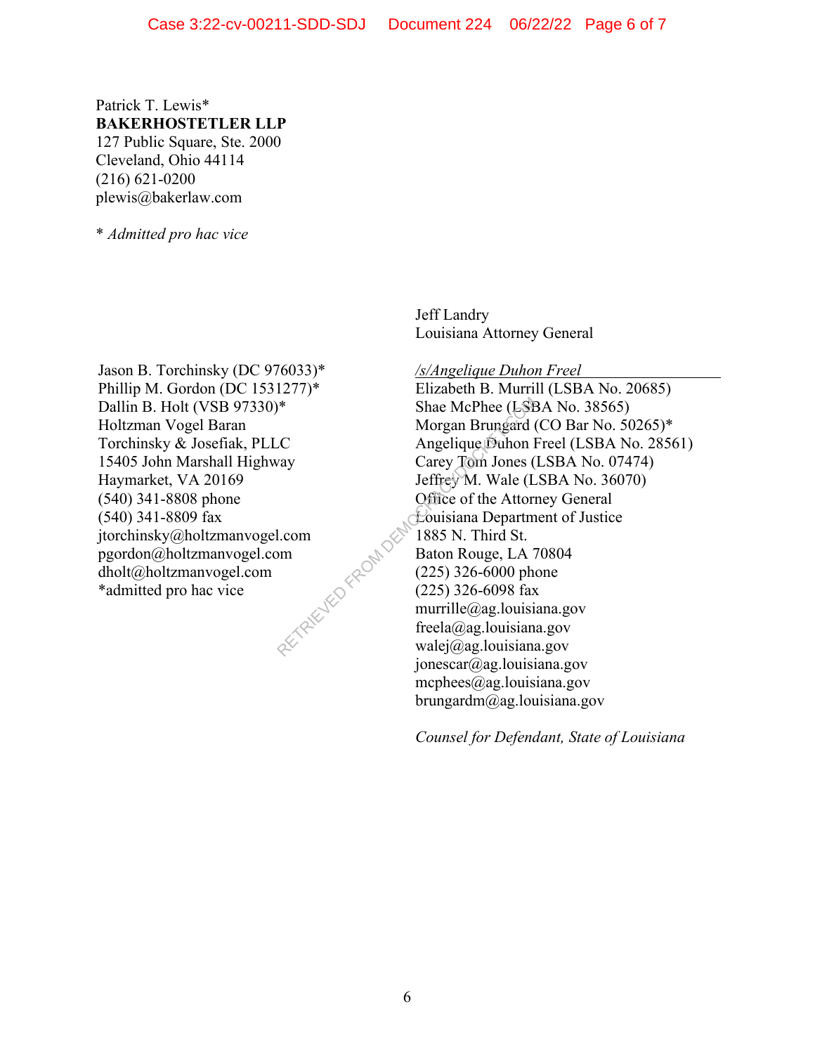Patrick T. Lewis*
**BAKERHOSTETLER LLP**
127 Public Square, Ste. 2000
Cleveland, Ohio 44114
(216) 621-0200
plewis@bakerlaw.com

\* *Admitted pro hac vice*

Jason B. Torchinsky (DC 976033)*
Phillip M. Gordon (DC 1531277)*
Dallin B. Holt (VSB 97330)*
Holtzman Vogel Baran
Torchinsky & Josefiak, PLLC
15405 John Marshall Highway
Haymarket, VA 20169
(540) 341-8808 phone
(540) 341-8809 fax
jtorchinsky@holtzmanvogel.com
pgordon@holtzmanvogel.com
dholt@holtzmanvogel.com
*admitted pro hac vice

Jeff Landry
Louisiana Attorney General

*/s/Angelique Duhon Freel*
Elizabeth B. Murrill (LSBA No. 20685)
Shae McPhee (LSBA No. 38565)
Morgan Brungard (CO Bar No. 50265)*
Angelique Duhon Freel (LSBA No. 28561)
Carey Tom Jones (LSBA No. 07474)
Jeffrey M. Wale (LSBA No. 36070)
Office of the Attorney General
Louisiana Department of Justice
1885 N. Third St.
Baton Rouge, LA 70804
(225) 326-6000 phone
(225) 326-6098 fax
murrille@ag.louisiana.gov
freela@ag.louisiana.gov
walej@ag.louisiana.gov
jonescar@ag.louisiana.gov
mcphees@ag.louisiana.gov
brungardm@ag.louisiana.gov

*Counsel for Defendant, State of Louisiana*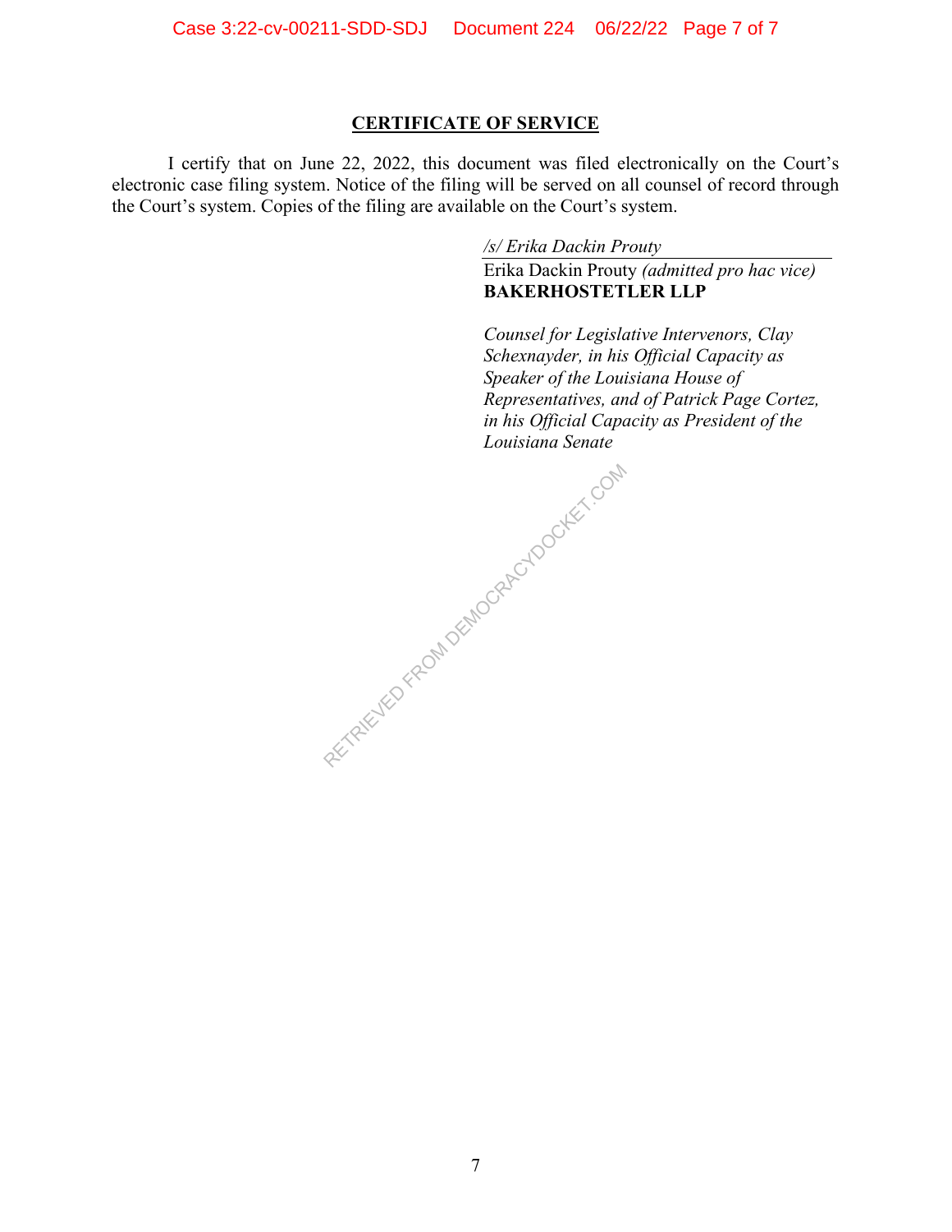## CERTIFICATE OF SERVICE

I certify that on June 22, 2022, this document was filed electronically on the Court's electronic case filing system. Notice of the filing will be served on all counsel of record through the Court's system. Copies of the filing are available on the Court's system.

*/s/ Erika Dackin Prouty*
Erika Dackin Prouty *(admitted pro hac vice)*
**BAKERHOSTETLER LLP**

*Counsel for Legislative Intervenors, Clay Schexnayder, in his Official Capacity as Speaker of the Louisiana House of Representatives, and of Patrick Page Cortez, in his Official Capacity as President of the Louisiana Senate*